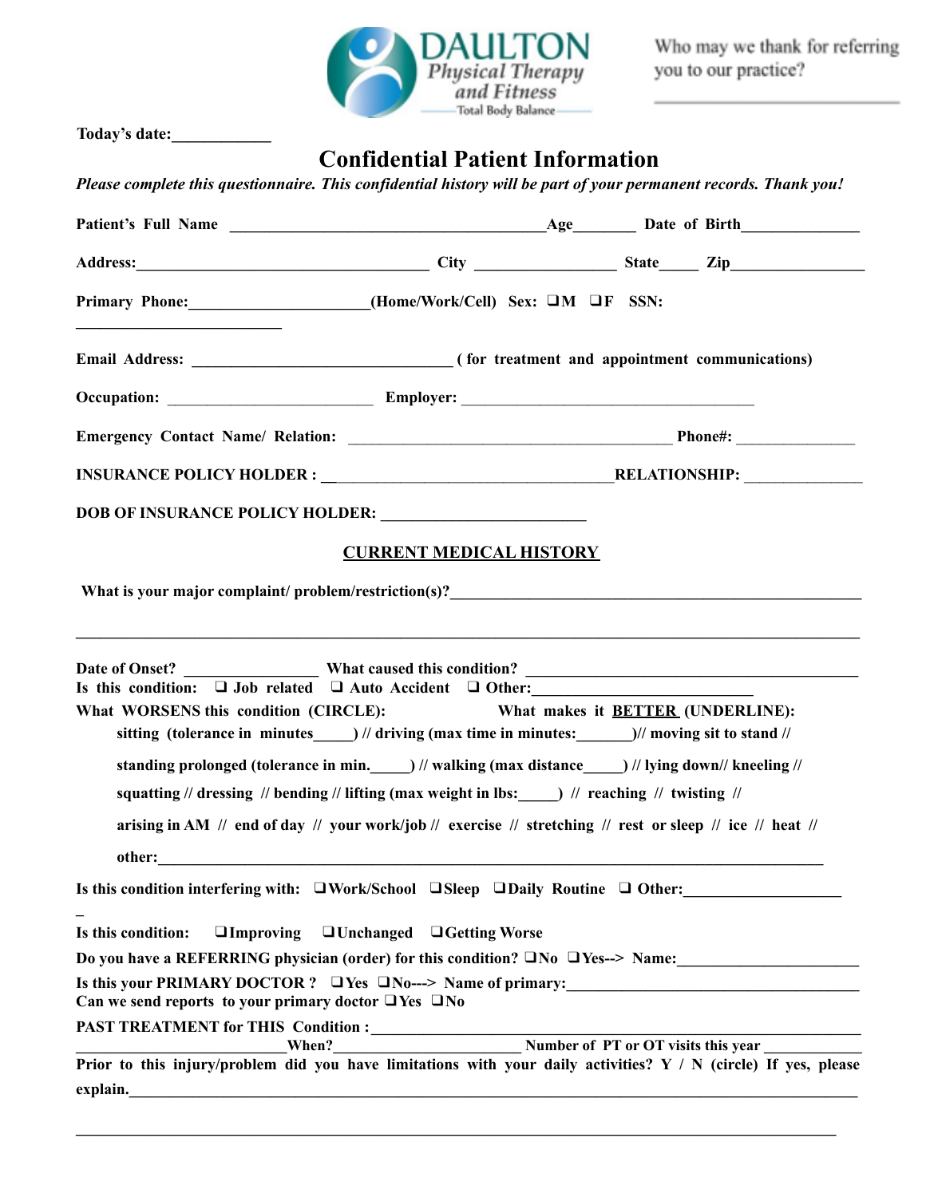DAULTON Physical Therapy and Fitness
Total Body Balance

Who may we thank for referring you to our practice? ______________________

**Today's date:**____________

# Confidential Patient Information

***Please complete this questionnaire. This confidential history will be part of your permanent records. Thank you!***

**Patient's Full Name** ________________________________________ **Age**________ **Date of Birth**_______________

**Address:**____________________________________ **City** _________________ **State**_____ **Zip**_________________

**Primary Phone:**______________________(Home/Work/Cell) **Sex:** ❑M ❑F **SSN:** __________________________

**Email Address:** ________________________________ **( for treatment and appointment communications)**

**Occupation:** __________________________ **Employer:** _____________________________________

**Emergency Contact Name/ Relation:** ________________________________________ **Phone#:** _______________

**INSURANCE POLICY HOLDER :** ____________________________________**RELATIONSHIP:** ______________

**DOB OF INSURANCE POLICY HOLDER:** _________________________

## CURRENT MEDICAL HISTORY

**What is your major complaint/ problem/restriction(s)?**_____________________________________________________

_______________________________________________________________________________________________

**Date of Onset?** _________________ **What caused this condition?** __________________________________________

**Is this condition:** ❑ **Job related** ❑ **Auto Accident** ❑ **Other:**___________________________

**What WORSENS this condition (CIRCLE):** **What makes it BETTER (UNDERLINE):**

**sitting (tolerance in minutes_____) // driving (max time in minutes:_______)// moving sit to stand //**

**standing prolonged (tolerance in min._____) // walking (max distance_____) // lying down// kneeling //**

**squatting // dressing // bending // lifting (max weight in lbs:_____) // reaching // twisting //**

**arising in AM // end of day // your work/job // exercise // stretching // rest or sleep // ice // heat //**

**other:**_________________________________________________________________________________

**Is this condition interfering with:** ❑**Work/School** ❑**Sleep** ❑**Daily Routine** ❑ **Other:**____________________

**Is this condition:** ❑**Improving** ❑**Unchanged** ❑**Getting Worse**

**Do you have a REFERRING physician (order) for this condition?** ❑**No** ❑**Yes--> Name:**______________________

**Is this your PRIMARY DOCTOR ?** ❑**Yes** ❑**No---> Name of primary:**_____________________________________

**Can we send reports to your primary doctor** ❑**Yes** ❑**No**

**PAST TREATMENT for THIS Condition :**_________________________________________________________

__________________________**When?**_______________________ **Number of PT or OT visits this year** ____________

**Prior to this injury/problem did you have limitations with your daily activities? Y / N (circle) If yes, please explain.**__________________________________________________________________________________

_______________________________________________________________________________________________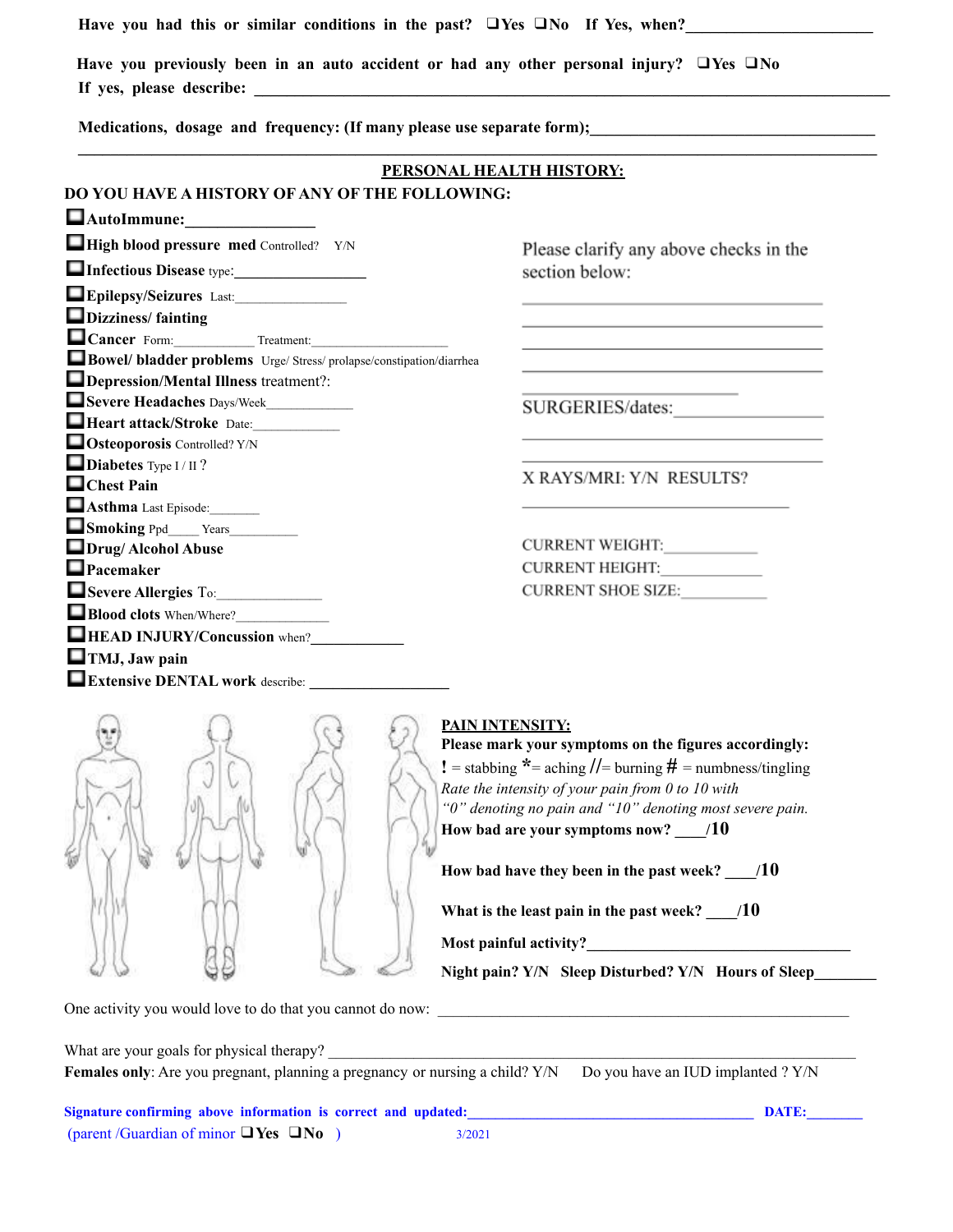Have you had this or similar conditions in the past? ❑Yes ❑No If Yes, when?____________________

Have you previously been in an auto accident or had any other personal injury? ❑Yes ❑No
If yes, please describe: ______________________________________________________________

Medications, dosage and frequency: (If many please use separate form);________________________________

______________________________________________________________________________

## PERSONAL HEALTH HISTORY:

**DO YOU HAVE A HISTORY OF ANY OF THE FOLLOWING:**

- ❑ **AutoImmune:**_______________
- ❑ **High blood pressure med** Controlled? Y/N
- ❑ **Infectious Disease** type:_______________
- ❑ **Epilepsy/Seizures** Last:_______________
- ❑ **Dizziness/ fainting**
- ❑ **Cancer** Form:___________ Treatment:_______________
- ❑ **Bowel/ bladder problems** Urge/ Stress/ prolapse/constipation/diarrhea
- ❑ **Depression/Mental Illness** treatment?:
- ❑ **Severe Headaches** Days/Week___________
- ❑ **Heart attack/Stroke** Date:___________
- ❑ **Osteoporosis** Controlled? Y/N
- ❑ **Diabetes** Type I / II ?
- ❑ **Chest Pain**
- ❑ **Asthma** Last Episode:_______
- ❑ **Smoking** Ppd____ Years_________
- ❑ **Drug/ Alcohol Abuse**
- ❑ **Pacemaker**
- ❑ **Severe Allergies** To:_____________
- ❑ **Blood clots** When/Where?____________
- ❑ **HEAD INJURY/Concussion** when?___________
- ❑ **TMJ, Jaw pain**
- ❑ **Extensive DENTAL work** describe: _______________

Please clarify any above checks in the section below:

______________________________

______________________________

______________________________

______________________________

______________________________

SURGERIES/dates:_______________

______________________________

______________________________

X RAYS/MRI: Y/N RESULTS?

______________________________

CURRENT WEIGHT:___________

CURRENT HEIGHT:___________

CURRENT SHOE SIZE:__________

**PAIN INTENSITY:**

**Please mark your symptoms on the figures accordingly:**

! = stabbing *= aching //= burning # = numbness/tingling

*Rate the intensity of your pain from 0 to 10 with "0" denoting no pain and "10" denoting most severe pain.*

**How bad are your symptoms now? ____/10**

**How bad have they been in the past week? ____/10**

**What is the least pain in the past week? ____/10**

**Most painful activity?**________________________________

**Night pain? Y/N Sleep Disturbed? Y/N Hours of Sleep**________

One activity you would love to do that you cannot do now: ______________________________________________

What are your goals for physical therapy? ______________________________________________________

**Females only**: Are you pregnant, planning a pregnancy or nursing a child? Y/N Do you have an IUD implanted ? Y/N

**Signature confirming above information is correct and updated:**________________________________ **DATE:**_______

(parent /Guardian of minor ❑Yes ❑No ) 3/2021